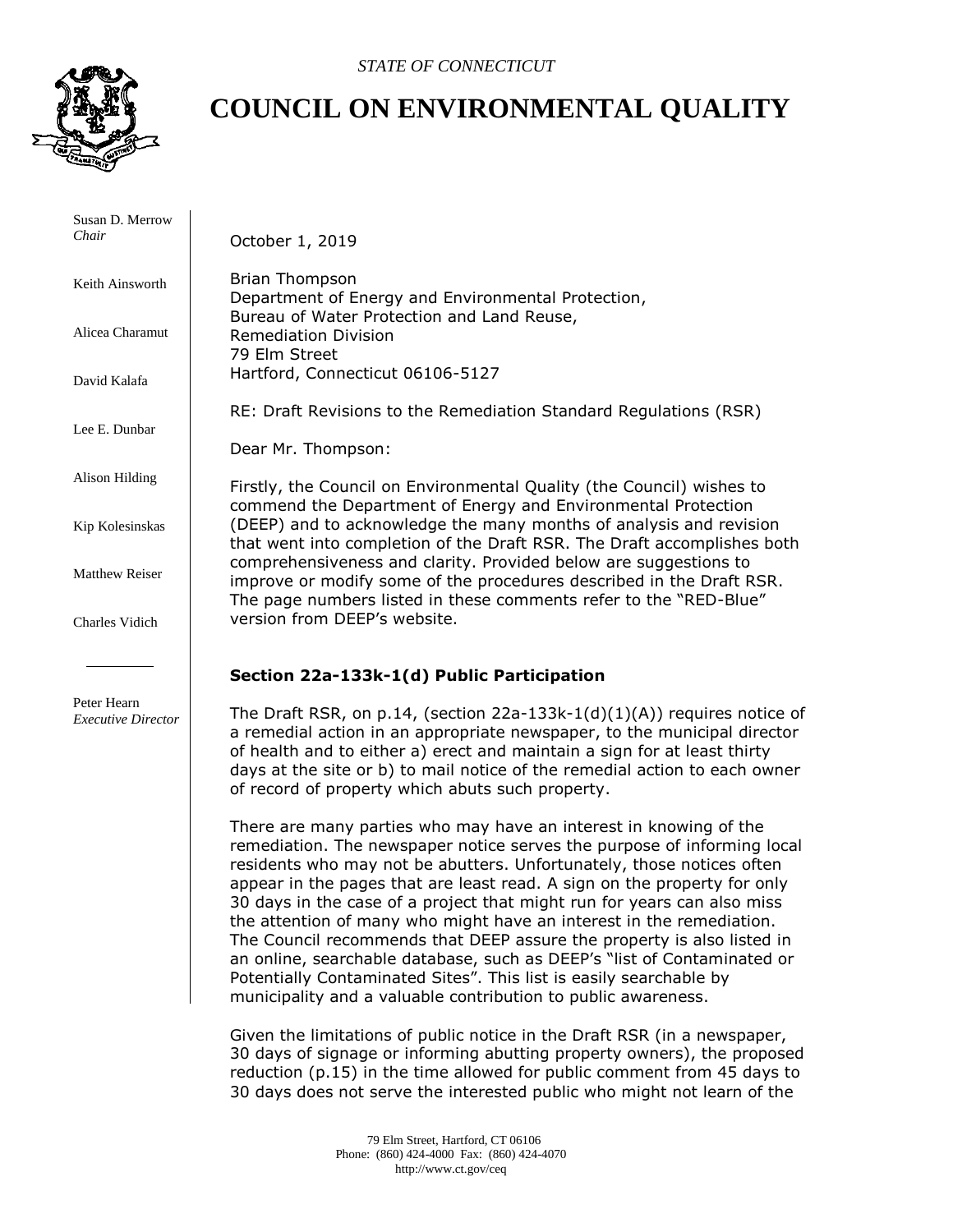*STATE OF CONNECTICUT*

# COUNCIL ON ENVIRONMENTAL QUALITY

Susan D. Merrow
*Chair*

Keith Ainsworth

Alicea Charamut

David Kalafa

Lee E. Dunbar

Alison Hilding

Kip Kolesinskas

Matthew Reiser

Charles Vidich

Peter Hearn
*Executive Director*

October 1, 2019

Brian Thompson
Department of Energy and Environmental Protection,
Bureau of Water Protection and Land Reuse,
Remediation Division
79 Elm Street
Hartford, Connecticut 06106-5127

RE: Draft Revisions to the Remediation Standard Regulations (RSR)

Dear Mr. Thompson:

Firstly, the Council on Environmental Quality (the Council) wishes to commend the Department of Energy and Environmental Protection (DEEP) and to acknowledge the many months of analysis and revision that went into completion of the Draft RSR. The Draft accomplishes both comprehensiveness and clarity. Provided below are suggestions to improve or modify some of the procedures described in the Draft RSR. The page numbers listed in these comments refer to the "RED-Blue" version from DEEP's website.

**Section 22a-133k-1(d) Public Participation**

The Draft RSR, on p.14, (section 22a-133k-1(d)(1)(A)) requires notice of a remedial action in an appropriate newspaper, to the municipal director of health and to either a) erect and maintain a sign for at least thirty days at the site or b) to mail notice of the remedial action to each owner of record of property which abuts such property.

There are many parties who may have an interest in knowing of the remediation. The newspaper notice serves the purpose of informing local residents who may not be abutters. Unfortunately, those notices often appear in the pages that are least read. A sign on the property for only 30 days in the case of a project that might run for years can also miss the attention of many who might have an interest in the remediation. The Council recommends that DEEP assure the property is also listed in an online, searchable database, such as DEEP's "list of Contaminated or Potentially Contaminated Sites". This list is easily searchable by municipality and a valuable contribution to public awareness.

Given the limitations of public notice in the Draft RSR (in a newspaper, 30 days of signage or informing abutting property owners), the proposed reduction (p.15) in the time allowed for public comment from 45 days to 30 days does not serve the interested public who might not learn of the

79 Elm Street, Hartford, CT 06106
Phone: (860) 424-4000 Fax: (860) 424-4070
http://www.ct.gov/ceq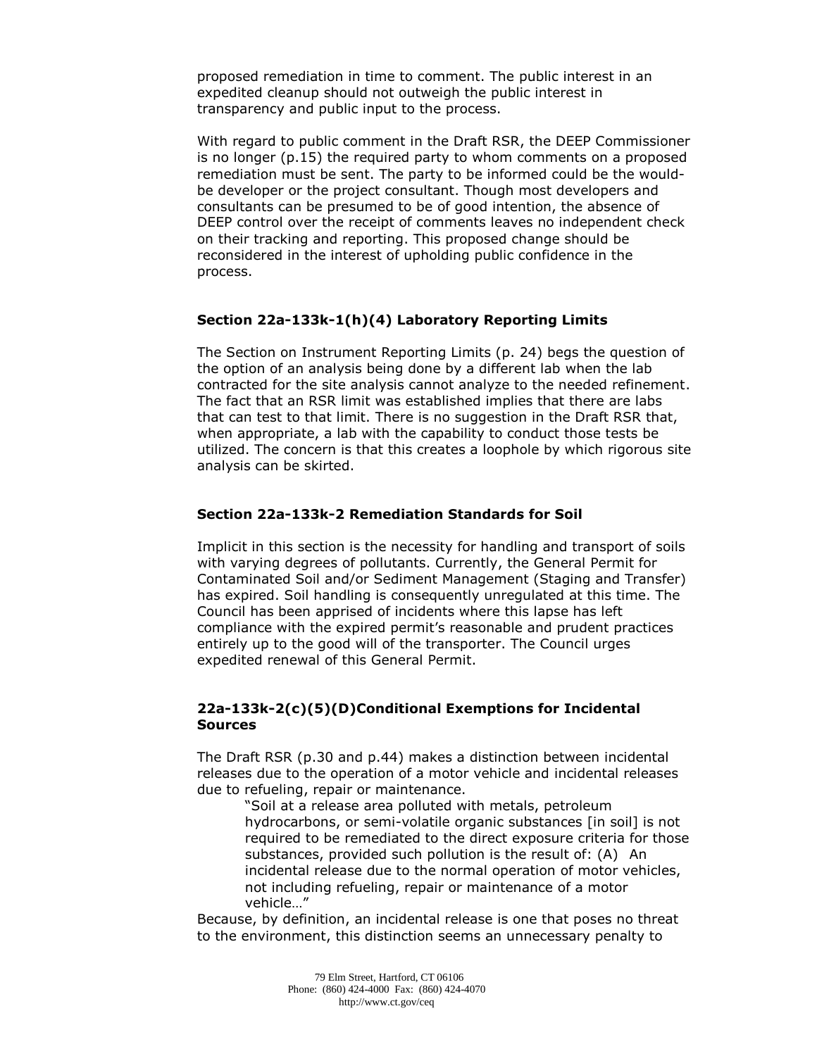proposed remediation in time to comment. The public interest in an expedited cleanup should not outweigh the public interest in transparency and public input to the process.

With regard to public comment in the Draft RSR, the DEEP Commissioner is no longer (p.15) the required party to whom comments on a proposed remediation must be sent. The party to be informed could be the would-be developer or the project consultant. Though most developers and consultants can be presumed to be of good intention, the absence of DEEP control over the receipt of comments leaves no independent check on their tracking and reporting. This proposed change should be reconsidered in the interest of upholding public confidence in the process.

### Section 22a-133k-1(h)(4) Laboratory Reporting Limits

The Section on Instrument Reporting Limits (p. 24) begs the question of the option of an analysis being done by a different lab when the lab contracted for the site analysis cannot analyze to the needed refinement. The fact that an RSR limit was established implies that there are labs that can test to that limit. There is no suggestion in the Draft RSR that, when appropriate, a lab with the capability to conduct those tests be utilized. The concern is that this creates a loophole by which rigorous site analysis can be skirted.

### Section 22a-133k-2 Remediation Standards for Soil

Implicit in this section is the necessity for handling and transport of soils with varying degrees of pollutants. Currently, the General Permit for Contaminated Soil and/or Sediment Management (Staging and Transfer) has expired. Soil handling is consequently unregulated at this time. The Council has been apprised of incidents where this lapse has left compliance with the expired permit's reasonable and prudent practices entirely up to the good will of the transporter. The Council urges expedited renewal of this General Permit.

### 22a-133k-2(c)(5)(D)Conditional Exemptions for Incidental Sources

The Draft RSR (p.30 and p.44) makes a distinction between incidental releases due to the operation of a motor vehicle and incidental releases due to refueling, repair or maintenance.

> "Soil at a release area polluted with metals, petroleum hydrocarbons, or semi-volatile organic substances [in soil] is not required to be remediated to the direct exposure criteria for those substances, provided such pollution is the result of: (A) An incidental release due to the normal operation of motor vehicles, not including refueling, repair or maintenance of a motor vehicle…"

Because, by definition, an incidental release is one that poses no threat to the environment, this distinction seems an unnecessary penalty to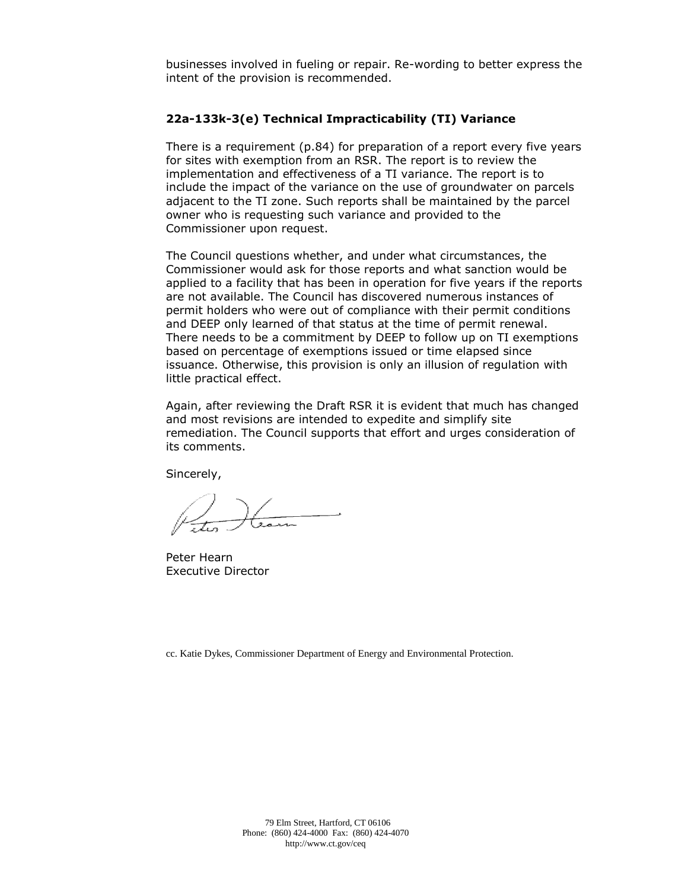businesses involved in fueling or repair. Re-wording to better express the intent of the provision is recommended.

**22a-133k-3(e) Technical Impracticability (TI) Variance**

There is a requirement (p.84) for preparation of a report every five years for sites with exemption from an RSR. The report is to review the implementation and effectiveness of a TI variance. The report is to include the impact of the variance on the use of groundwater on parcels adjacent to the TI zone. Such reports shall be maintained by the parcel owner who is requesting such variance and provided to the Commissioner upon request.

The Council questions whether, and under what circumstances, the Commissioner would ask for those reports and what sanction would be applied to a facility that has been in operation for five years if the reports are not available. The Council has discovered numerous instances of permit holders who were out of compliance with their permit conditions and DEEP only learned of that status at the time of permit renewal. There needs to be a commitment by DEEP to follow up on TI exemptions based on percentage of exemptions issued or time elapsed since issuance. Otherwise, this provision is only an illusion of regulation with little practical effect.

Again, after reviewing the Draft RSR it is evident that much has changed and most revisions are intended to expedite and simplify site remediation. The Council supports that effort and urges consideration of its comments.

Sincerely,

Peter Hearn
Executive Director

cc. Katie Dykes, Commissioner Department of Energy and Environmental Protection.

79 Elm Street, Hartford, CT 06106
Phone: (860) 424-4000 Fax: (860) 424-4070
http://www.ct.gov/ceq